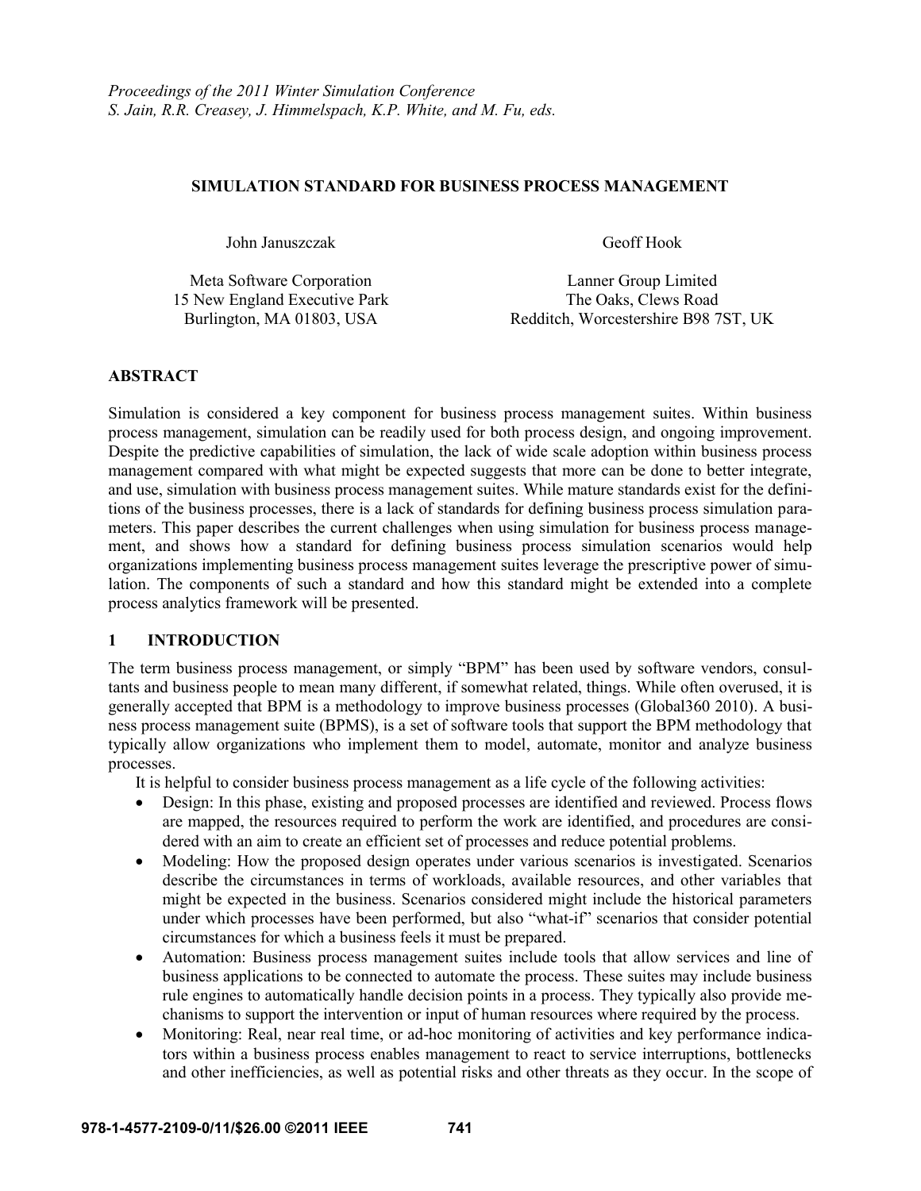*Proceedings of the 2011 Winter Simulation Conference*
*S. Jain, R.R. Creasey, J. Himmelspach, K.P. White, and M. Fu, eds.*

# SIMULATION STANDARD FOR BUSINESS PROCESS MANAGEMENT

John Januszczak
Meta Software Corporation
15 New England Executive Park
Burlington, MA 01803, USA

Geoff Hook
Lanner Group Limited
The Oaks, Clews Road
Redditch, Worcestershire B98 7ST, UK

## ABSTRACT

Simulation is considered a key component for business process management suites. Within business process management, simulation can be readily used for both process design, and ongoing improvement. Despite the predictive capabilities of simulation, the lack of wide scale adoption within business process management compared with what might be expected suggests that more can be done to better integrate, and use, simulation with business process management suites. While mature standards exist for the definitions of the business processes, there is a lack of standards for defining business process simulation parameters. This paper describes the current challenges when using simulation for business process management, and shows how a standard for defining business process simulation scenarios would help organizations implementing business process management suites leverage the prescriptive power of simulation. The components of such a standard and how this standard might be extended into a complete process analytics framework will be presented.

## 1 INTRODUCTION

The term business process management, or simply "BPM" has been used by software vendors, consultants and business people to mean many different, if somewhat related, things. While often overused, it is generally accepted that BPM is a methodology to improve business processes (Global360 2010). A business process management suite (BPMS), is a set of software tools that support the BPM methodology that typically allow organizations who implement them to model, automate, monitor and analyze business processes.

It is helpful to consider business process management as a life cycle of the following activities:

- Design: In this phase, existing and proposed processes are identified and reviewed. Process flows are mapped, the resources required to perform the work are identified, and procedures are considered with an aim to create an efficient set of processes and reduce potential problems.
- Modeling: How the proposed design operates under various scenarios is investigated. Scenarios describe the circumstances in terms of workloads, available resources, and other variables that might be expected in the business. Scenarios considered might include the historical parameters under which processes have been performed, but also "what-if" scenarios that consider potential circumstances for which a business feels it must be prepared.
- Automation: Business process management suites include tools that allow services and line of business applications to be connected to automate the process. These suites may include business rule engines to automatically handle decision points in a process. They typically also provide mechanisms to support the intervention or input of human resources where required by the process.
- Monitoring: Real, near real time, or ad-hoc monitoring of activities and key performance indicators within a business process enables management to react to service interruptions, bottlenecks and other inefficiencies, as well as potential risks and other threats as they occur. In the scope of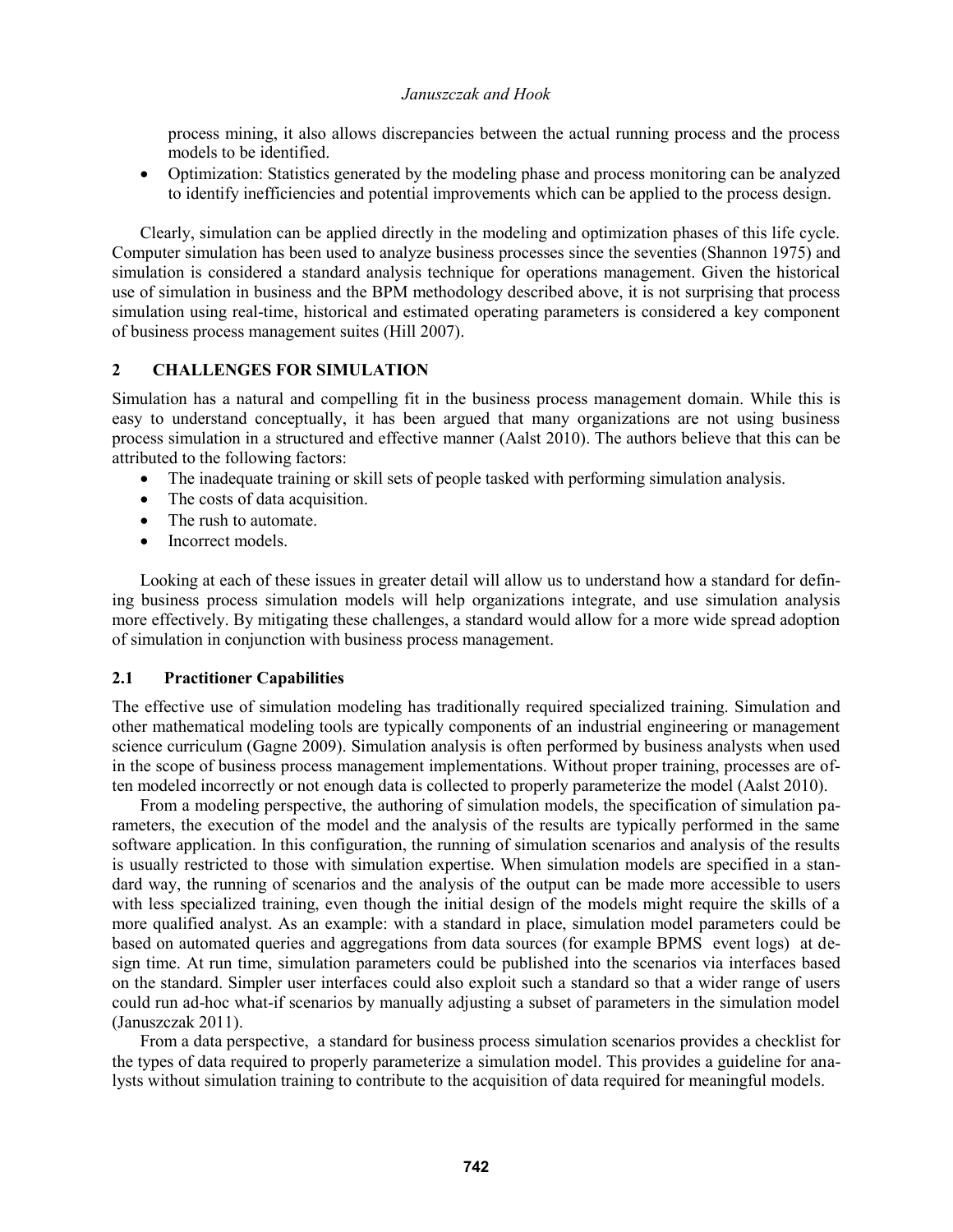process mining, it also allows discrepancies between the actual running process and the process models to be identified.

- Optimization: Statistics generated by the modeling phase and process monitoring can be analyzed to identify inefficiencies and potential improvements which can be applied to the process design.

Clearly, simulation can be applied directly in the modeling and optimization phases of this life cycle. Computer simulation has been used to analyze business processes since the seventies (Shannon 1975) and simulation is considered a standard analysis technique for operations management. Given the historical use of simulation in business and the BPM methodology described above, it is not surprising that process simulation using real-time, historical and estimated operating parameters is considered a key component of business process management suites (Hill 2007).

## 2 CHALLENGES FOR SIMULATION

Simulation has a natural and compelling fit in the business process management domain. While this is easy to understand conceptually, it has been argued that many organizations are not using business process simulation in a structured and effective manner (Aalst 2010). The authors believe that this can be attributed to the following factors:

- The inadequate training or skill sets of people tasked with performing simulation analysis.
- The costs of data acquisition.
- The rush to automate.
- Incorrect models.

Looking at each of these issues in greater detail will allow us to understand how a standard for defining business process simulation models will help organizations integrate, and use simulation analysis more effectively. By mitigating these challenges, a standard would allow for a more wide spread adoption of simulation in conjunction with business process management.

### 2.1 Practitioner Capabilities

The effective use of simulation modeling has traditionally required specialized training. Simulation and other mathematical modeling tools are typically components of an industrial engineering or management science curriculum (Gagne 2009). Simulation analysis is often performed by business analysts when used in the scope of business process management implementations. Without proper training, processes are often modeled incorrectly or not enough data is collected to properly parameterize the model (Aalst 2010).

From a modeling perspective, the authoring of simulation models, the specification of simulation parameters, the execution of the model and the analysis of the results are typically performed in the same software application. In this configuration, the running of simulation scenarios and analysis of the results is usually restricted to those with simulation expertise. When simulation models are specified in a standard way, the running of scenarios and the analysis of the output can be made more accessible to users with less specialized training, even though the initial design of the models might require the skills of a more qualified analyst. As an example: with a standard in place, simulation model parameters could be based on automated queries and aggregations from data sources (for example BPMS event logs) at design time. At run time, simulation parameters could be published into the scenarios via interfaces based on the standard. Simpler user interfaces could also exploit such a standard so that a wider range of users could run ad-hoc what-if scenarios by manually adjusting a subset of parameters in the simulation model (Januszczak 2011).

From a data perspective, a standard for business process simulation scenarios provides a checklist for the types of data required to properly parameterize a simulation model. This provides a guideline for analysts without simulation training to contribute to the acquisition of data required for meaningful models.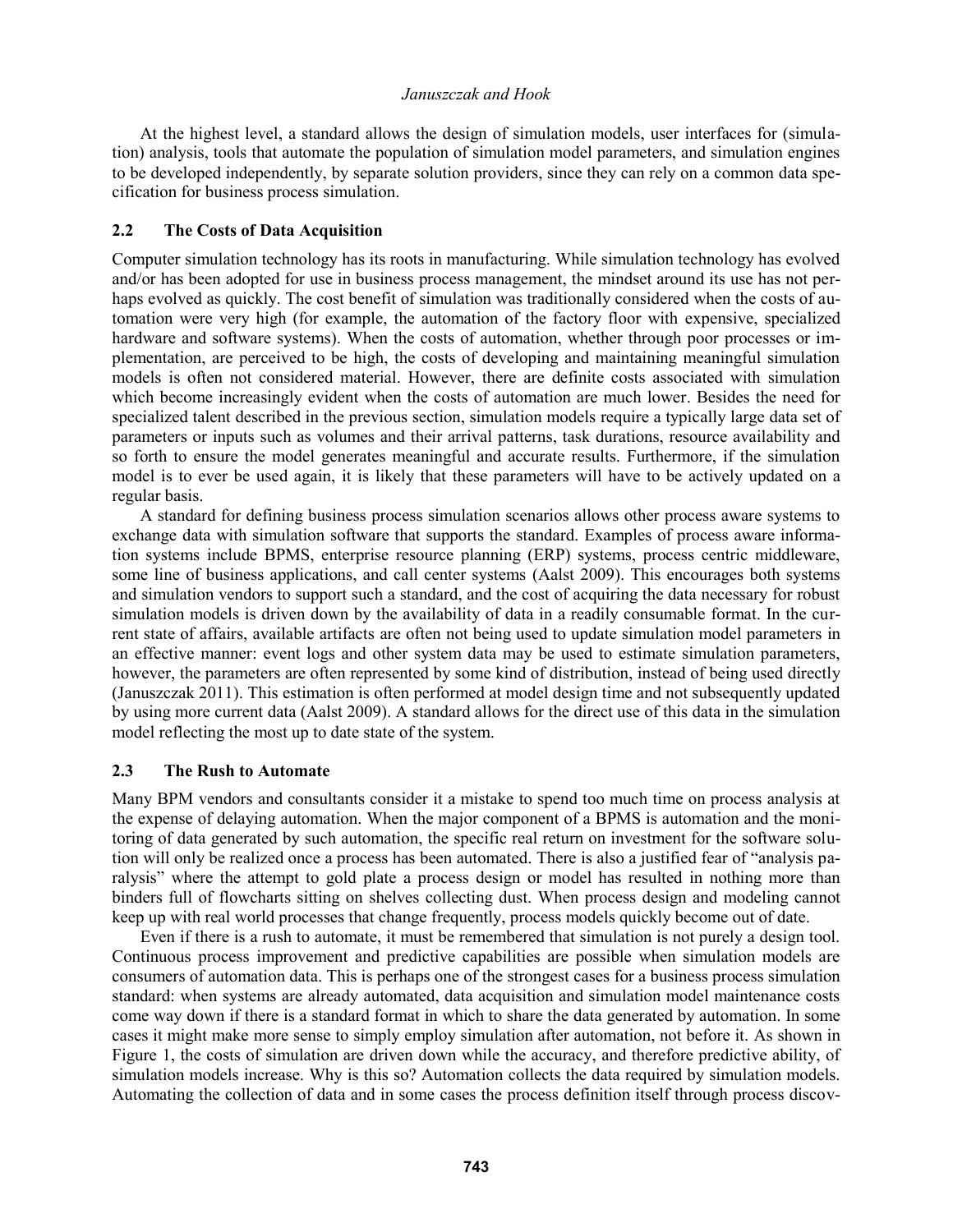At the highest level, a standard allows the design of simulation models, user interfaces for (simulation) analysis, tools that automate the population of simulation model parameters, and simulation engines to be developed independently, by separate solution providers, since they can rely on a common data specification for business process simulation.

## 2.2 The Costs of Data Acquisition

Computer simulation technology has its roots in manufacturing. While simulation technology has evolved and/or has been adopted for use in business process management, the mindset around its use has not perhaps evolved as quickly. The cost benefit of simulation was traditionally considered when the costs of automation were very high (for example, the automation of the factory floor with expensive, specialized hardware and software systems). When the costs of automation, whether through poor processes or implementation, are perceived to be high, the costs of developing and maintaining meaningful simulation models is often not considered material. However, there are definite costs associated with simulation which become increasingly evident when the costs of automation are much lower. Besides the need for specialized talent described in the previous section, simulation models require a typically large data set of parameters or inputs such as volumes and their arrival patterns, task durations, resource availability and so forth to ensure the model generates meaningful and accurate results. Furthermore, if the simulation model is to ever be used again, it is likely that these parameters will have to be actively updated on a regular basis.

A standard for defining business process simulation scenarios allows other process aware systems to exchange data with simulation software that supports the standard. Examples of process aware information systems include BPMS, enterprise resource planning (ERP) systems, process centric middleware, some line of business applications, and call center systems (Aalst 2009). This encourages both systems and simulation vendors to support such a standard, and the cost of acquiring the data necessary for robust simulation models is driven down by the availability of data in a readily consumable format. In the current state of affairs, available artifacts are often not being used to update simulation model parameters in an effective manner: event logs and other system data may be used to estimate simulation parameters, however, the parameters are often represented by some kind of distribution, instead of being used directly (Januszczak 2011). This estimation is often performed at model design time and not subsequently updated by using more current data (Aalst 2009). A standard allows for the direct use of this data in the simulation model reflecting the most up to date state of the system.

## 2.3 The Rush to Automate

Many BPM vendors and consultants consider it a mistake to spend too much time on process analysis at the expense of delaying automation. When the major component of a BPMS is automation and the monitoring of data generated by such automation, the specific real return on investment for the software solution will only be realized once a process has been automated. There is also a justified fear of "analysis paralysis" where the attempt to gold plate a process design or model has resulted in nothing more than binders full of flowcharts sitting on shelves collecting dust. When process design and modeling cannot keep up with real world processes that change frequently, process models quickly become out of date.

Even if there is a rush to automate, it must be remembered that simulation is not purely a design tool. Continuous process improvement and predictive capabilities are possible when simulation models are consumers of automation data. This is perhaps one of the strongest cases for a business process simulation standard: when systems are already automated, data acquisition and simulation model maintenance costs come way down if there is a standard format in which to share the data generated by automation. In some cases it might make more sense to simply employ simulation after automation, not before it. As shown in Figure 1, the costs of simulation are driven down while the accuracy, and therefore predictive ability, of simulation models increase. Why is this so? Automation collects the data required by simulation models. Automating the collection of data and in some cases the process definition itself through process discov-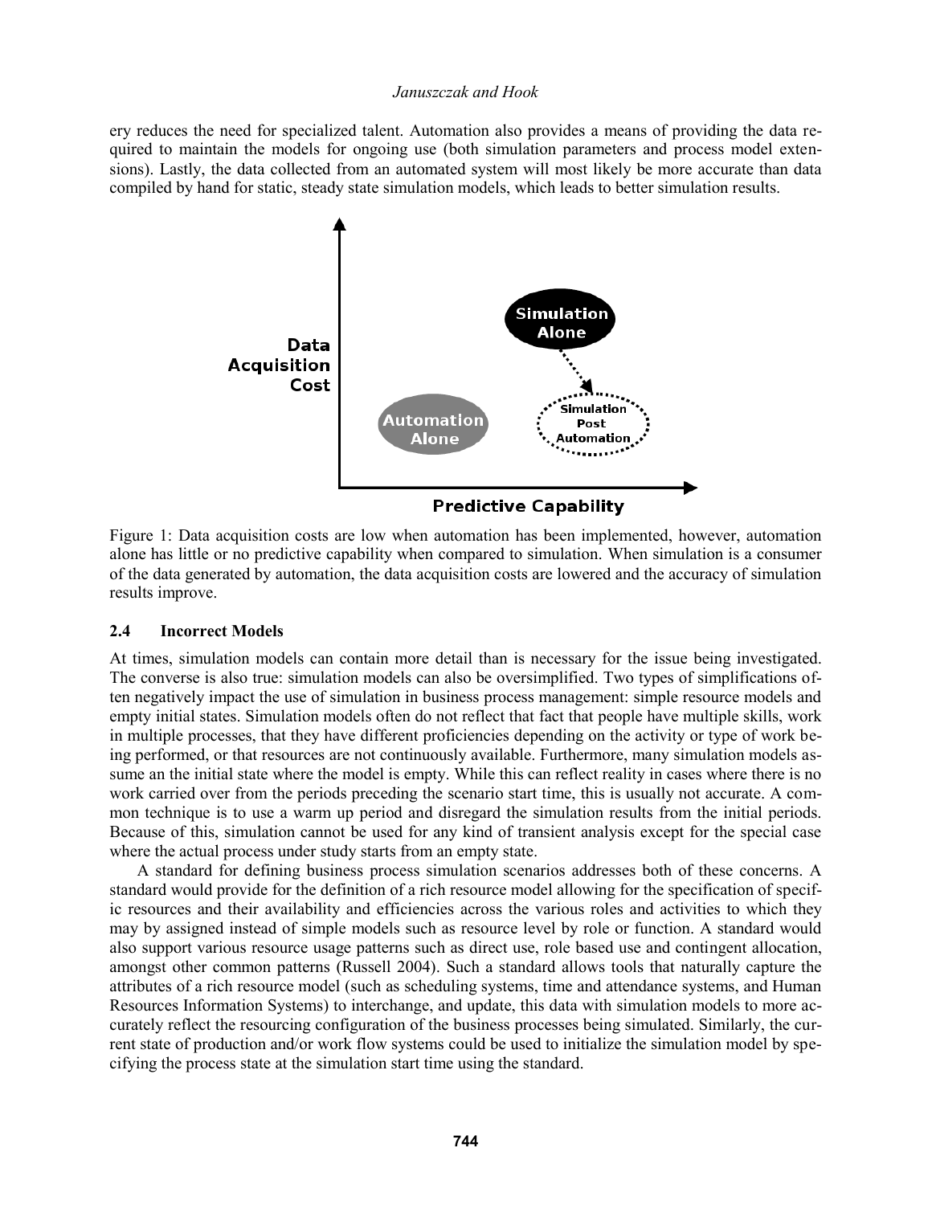ery reduces the need for specialized talent. Automation also provides a means of providing the data required to maintain the models for ongoing use (both simulation parameters and process model extensions). Lastly, the data collected from an automated system will most likely be more accurate than data compiled by hand for static, steady state simulation models, which leads to better simulation results.

Figure 1: Data acquisition costs are low when automation has been implemented, however, automation alone has little or no predictive capability when compared to simulation. When simulation is a consumer of the data generated by automation, the data acquisition costs are lowered and the accuracy of simulation results improve.

### 2.4 Incorrect Models

At times, simulation models can contain more detail than is necessary for the issue being investigated. The converse is also true: simulation models can also be oversimplified. Two types of simplifications often negatively impact the use of simulation in business process management: simple resource models and empty initial states. Simulation models often do not reflect that fact that people have multiple skills, work in multiple processes, that they have different proficiencies depending on the activity or type of work being performed, or that resources are not continuously available. Furthermore, many simulation models assume an the initial state where the model is empty. While this can reflect reality in cases where there is no work carried over from the periods preceding the scenario start time, this is usually not accurate. A common technique is to use a warm up period and disregard the simulation results from the initial periods. Because of this, simulation cannot be used for any kind of transient analysis except for the special case where the actual process under study starts from an empty state.

A standard for defining business process simulation scenarios addresses both of these concerns. A standard would provide for the definition of a rich resource model allowing for the specification of specific resources and their availability and efficiencies across the various roles and activities to which they may by assigned instead of simple models such as resource level by role or function. A standard would also support various resource usage patterns such as direct use, role based use and contingent allocation, amongst other common patterns (Russell 2004). Such a standard allows tools that naturally capture the attributes of a rich resource model (such as scheduling systems, time and attendance systems, and Human Resources Information Systems) to interchange, and update, this data with simulation models to more accurately reflect the resourcing configuration of the business processes being simulated. Similarly, the current state of production and/or work flow systems could be used to initialize the simulation model by specifying the process state at the simulation start time using the standard.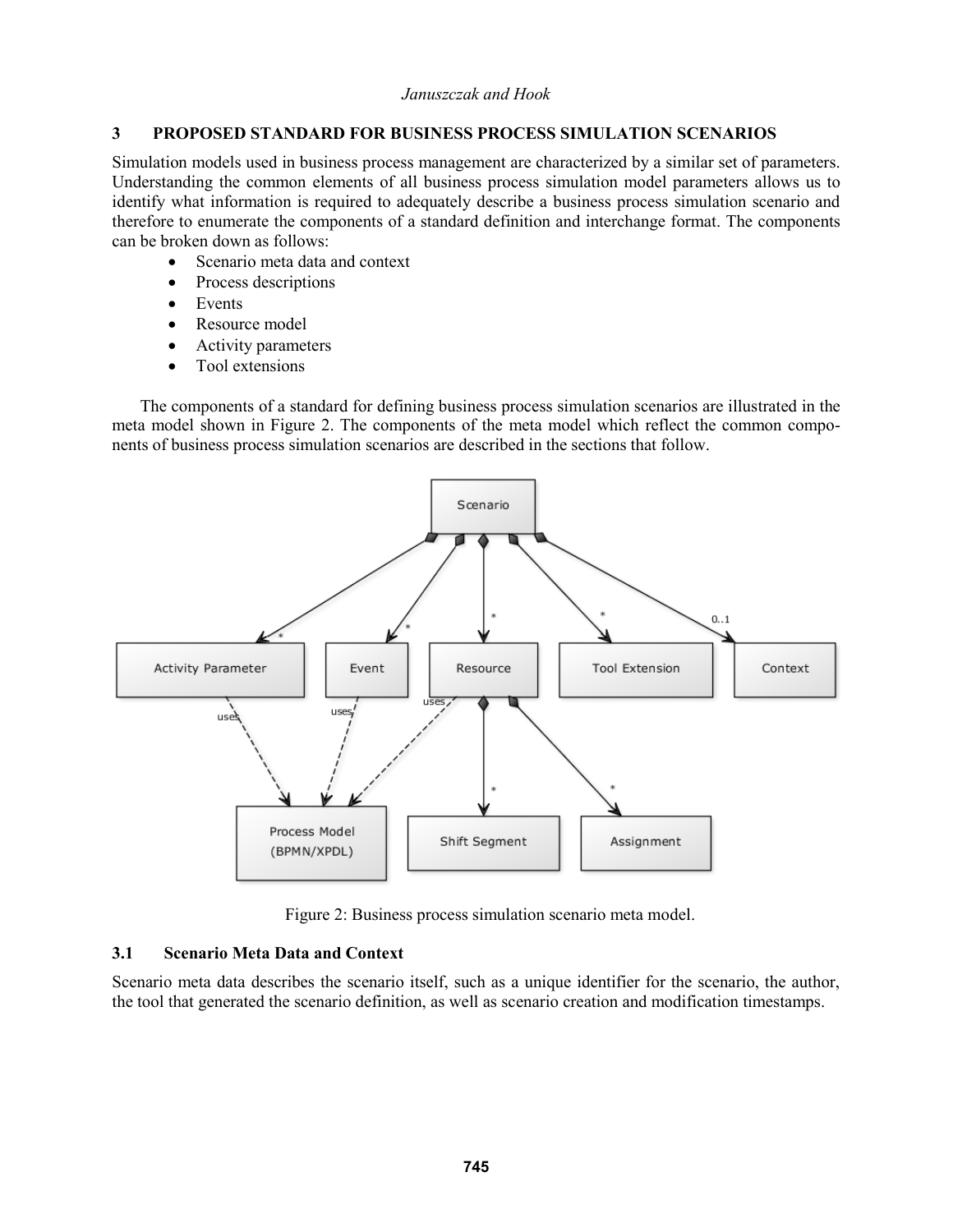## 3 PROPOSED STANDARD FOR BUSINESS PROCESS SIMULATION SCENARIOS

Simulation models used in business process management are characterized by a similar set of parameters. Understanding the common elements of all business process simulation model parameters allows us to identify what information is required to adequately describe a business process simulation scenario and therefore to enumerate the components of a standard definition and interchange format. The components can be broken down as follows:

- Scenario meta data and context
- Process descriptions
- Events
- Resource model
- Activity parameters
- Tool extensions

The components of a standard for defining business process simulation scenarios are illustrated in the meta model shown in Figure 2. The components of the meta model which reflect the common components of business process simulation scenarios are described in the sections that follow.

Figure 2: Business process simulation scenario meta model.

### 3.1 Scenario Meta Data and Context

Scenario meta data describes the scenario itself, such as a unique identifier for the scenario, the author, the tool that generated the scenario definition, as well as scenario creation and modification timestamps.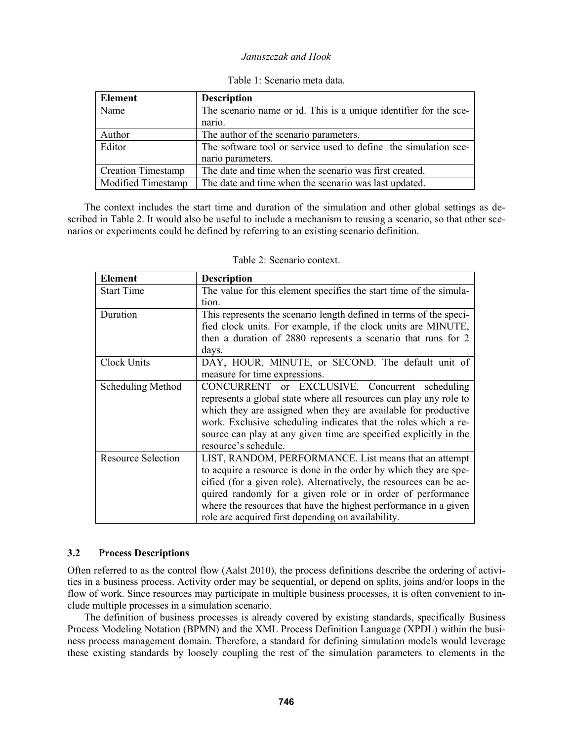Table 1: Scenario meta data.

| Element | Description |
|---|---|
| Name | The scenario name or id. This is a unique identifier for the scenario. |
| Author | The author of the scenario parameters. |
| Editor | The software tool or service used to define the simulation scenario parameters. |
| Creation Timestamp | The date and time when the scenario was first created. |
| Modified Timestamp | The date and time when the scenario was last updated. |

The context includes the start time and duration of the simulation and other global settings as described in Table 2. It would also be useful to include a mechanism to reusing a scenario, so that other scenarios or experiments could be defined by referring to an existing scenario definition.

Table 2: Scenario context.

| Element | Description |
|---|---|
| Start Time | The value for this element specifies the start time of the simulation. |
| Duration | This represents the scenario length defined in terms of the specified clock units. For example, if the clock units are MINUTE, then a duration of 2880 represents a scenario that runs for 2 days. |
| Clock Units | DAY, HOUR, MINUTE, or SECOND. The default unit of measure for time expressions. |
| Scheduling Method | CONCURRENT or EXCLUSIVE. Concurrent scheduling represents a global state where all resources can play any role to which they are assigned when they are available for productive work. Exclusive scheduling indicates that the roles which a resource can play at any given time are specified explicitly in the resource's schedule. |
| Resource Selection | LIST, RANDOM, PERFORMANCE. List means that an attempt to acquire a resource is done in the order by which they are specified (for a given role). Alternatively, the resources can be acquired randomly for a given role or in order of performance where the resources that have the highest performance in a given role are acquired first depending on availability. |

### 3.2 Process Descriptions

Often referred to as the control flow (Aalst 2010), the process definitions describe the ordering of activities in a business process. Activity order may be sequential, or depend on splits, joins and/or loops in the flow of work. Since resources may participate in multiple business processes, it is often convenient to include multiple processes in a simulation scenario.

The definition of business processes is already covered by existing standards, specifically Business Process Modeling Notation (BPMN) and the XML Process Definition Language (XPDL) within the business process management domain. Therefore, a standard for defining simulation models would leverage these existing standards by loosely coupling the rest of the simulation parameters to elements in the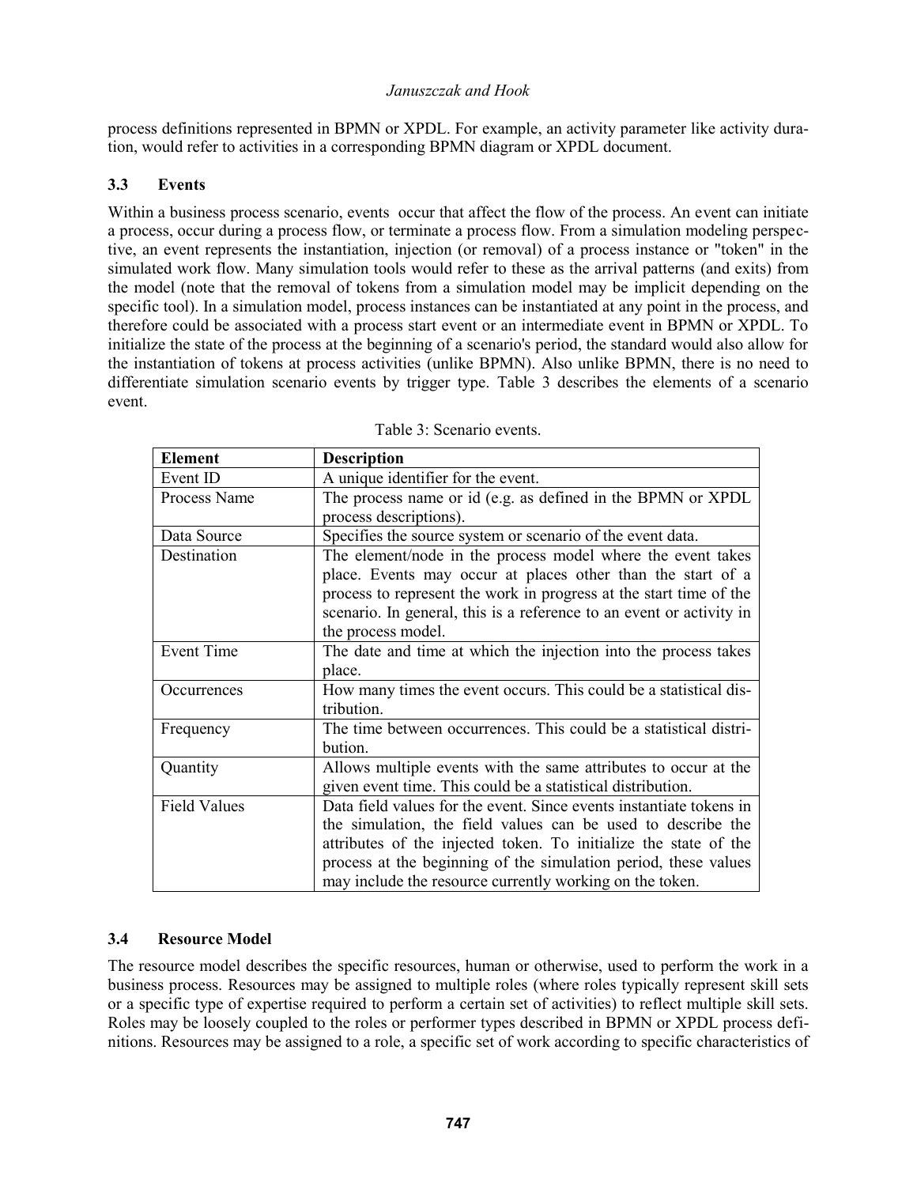process definitions represented in BPMN or XPDL. For example, an activity parameter like activity duration, would refer to activities in a corresponding BPMN diagram or XPDL document.

### 3.3 Events

Within a business process scenario, events occur that affect the flow of the process. An event can initiate a process, occur during a process flow, or terminate a process flow. From a simulation modeling perspective, an event represents the instantiation, injection (or removal) of a process instance or "token" in the simulated work flow. Many simulation tools would refer to these as the arrival patterns (and exits) from the model (note that the removal of tokens from a simulation model may be implicit depending on the specific tool). In a simulation model, process instances can be instantiated at any point in the process, and therefore could be associated with a process start event or an intermediate event in BPMN or XPDL. To initialize the state of the process at the beginning of a scenario's period, the standard would also allow for the instantiation of tokens at process activities (unlike BPMN). Also unlike BPMN, there is no need to differentiate simulation scenario events by trigger type. Table 3 describes the elements of a scenario event.

Table 3: Scenario events.

| Element | Description |
|---|---|
| Event ID | A unique identifier for the event. |
| Process Name | The process name or id (e.g. as defined in the BPMN or XPDL process descriptions). |
| Data Source | Specifies the source system or scenario of the event data. |
| Destination | The element/node in the process model where the event takes place. Events may occur at places other than the start of a process to represent the work in progress at the start time of the scenario. In general, this is a reference to an event or activity in the process model. |
| Event Time | The date and time at which the injection into the process takes place. |
| Occurrences | How many times the event occurs. This could be a statistical distribution. |
| Frequency | The time between occurrences. This could be a statistical distribution. |
| Quantity | Allows multiple events with the same attributes to occur at the given event time. This could be a statistical distribution. |
| Field Values | Data field values for the event. Since events instantiate tokens in the simulation, the field values can be used to describe the attributes of the injected token. To initialize the state of the process at the beginning of the simulation period, these values may include the resource currently working on the token. |

### 3.4 Resource Model

The resource model describes the specific resources, human or otherwise, used to perform the work in a business process. Resources may be assigned to multiple roles (where roles typically represent skill sets or a specific type of expertise required to perform a certain set of activities) to reflect multiple skill sets. Roles may be loosely coupled to the roles or performer types described in BPMN or XPDL process definitions. Resources may be assigned to a role, a specific set of work according to specific characteristics of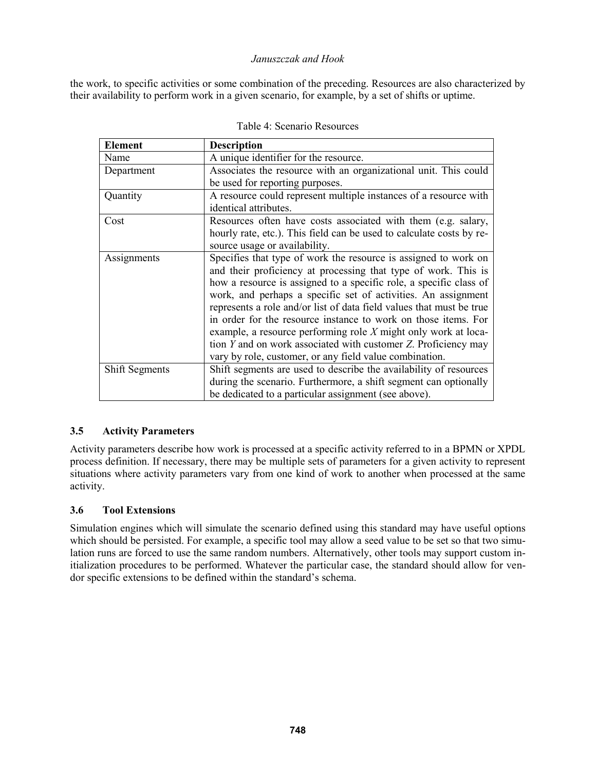the work, to specific activities or some combination of the preceding. Resources are also characterized by their availability to perform work in a given scenario, for example, by a set of shifts or uptime.

Table 4: Scenario Resources

| Element | Description |
| --- | --- |
| Name | A unique identifier for the resource. |
| Department | Associates the resource with an organizational unit. This could be used for reporting purposes. |
| Quantity | A resource could represent multiple instances of a resource with identical attributes. |
| Cost | Resources often have costs associated with them (e.g. salary, hourly rate, etc.). This field can be used to calculate costs by resource usage or availability. |
| Assignments | Specifies that type of work the resource is assigned to work on and their proficiency at processing that type of work. This is how a resource is assigned to a specific role, a specific class of work, and perhaps a specific set of activities. An assignment represents a role and/or list of data field values that must be true in order for the resource instance to work on those items. For example, a resource performing role *X* might only work at location *Y* and on work associated with customer *Z*. Proficiency may vary by role, customer, or any field value combination. |
| Shift Segments | Shift segments are used to describe the availability of resources during the scenario. Furthermore, a shift segment can optionally be dedicated to a particular assignment (see above). |

### 3.5 Activity Parameters

Activity parameters describe how work is processed at a specific activity referred to in a BPMN or XPDL process definition. If necessary, there may be multiple sets of parameters for a given activity to represent situations where activity parameters vary from one kind of work to another when processed at the same activity.

### 3.6 Tool Extensions

Simulation engines which will simulate the scenario defined using this standard may have useful options which should be persisted. For example, a specific tool may allow a seed value to be set so that two simulation runs are forced to use the same random numbers. Alternatively, other tools may support custom initialization procedures to be performed. Whatever the particular case, the standard should allow for vendor specific extensions to be defined within the standard's schema.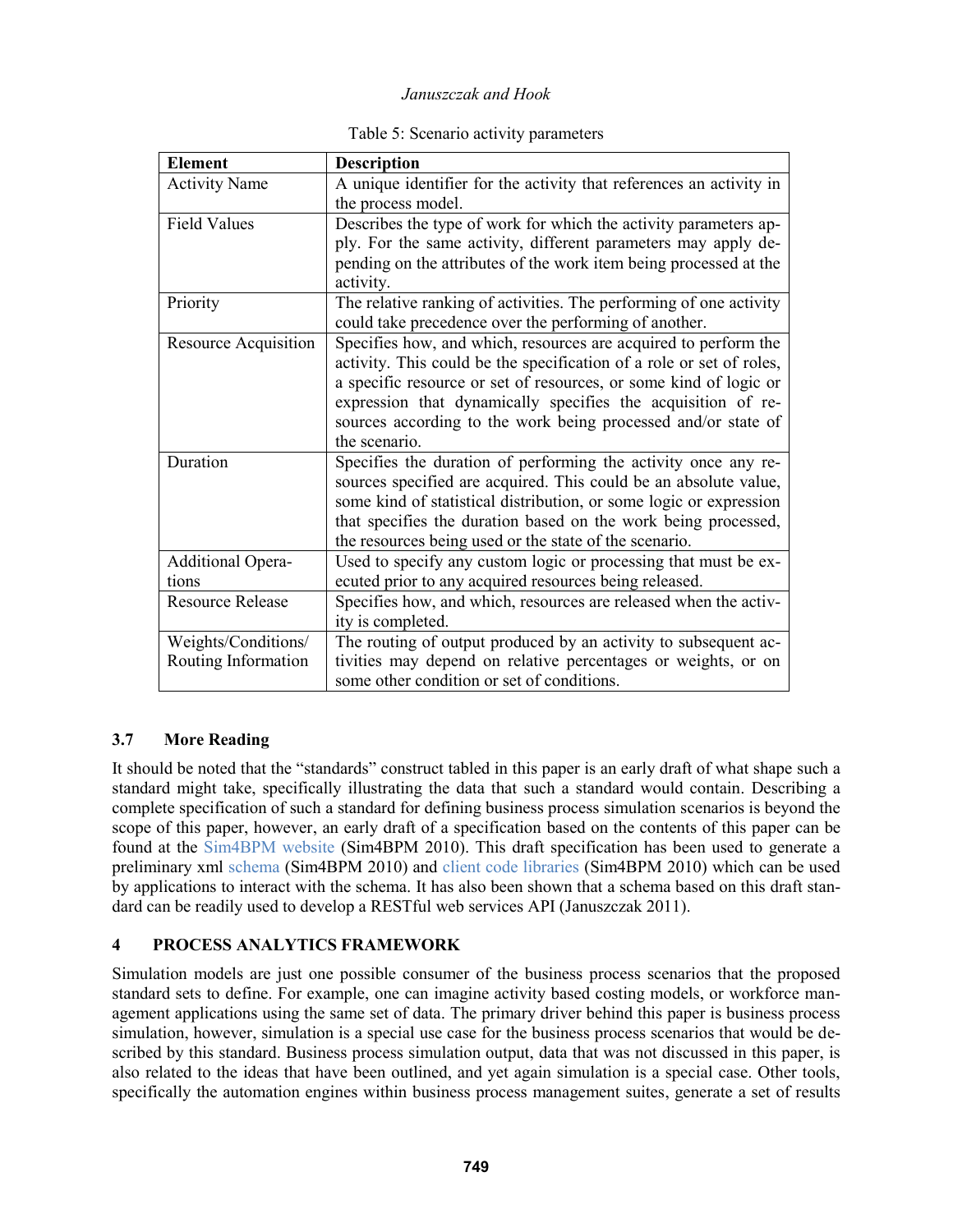Table 5: Scenario activity parameters

| Element | Description |
| --- | --- |
| Activity Name | A unique identifier for the activity that references an activity in the process model. |
| Field Values | Describes the type of work for which the activity parameters apply. For the same activity, different parameters may apply depending on the attributes of the work item being processed at the activity. |
| Priority | The relative ranking of activities. The performing of one activity could take precedence over the performing of another. |
| Resource Acquisition | Specifies how, and which, resources are acquired to perform the activity. This could be the specification of a role or set of roles, a specific resource or set of resources, or some kind of logic or expression that dynamically specifies the acquisition of resources according to the work being processed and/or state of the scenario. |
| Duration | Specifies the duration of performing the activity once any resources specified are acquired. This could be an absolute value, some kind of statistical distribution, or some logic or expression that specifies the duration based on the work being processed, the resources being used or the state of the scenario. |
| Additional Operations | Used to specify any custom logic or processing that must be executed prior to any acquired resources being released. |
| Resource Release | Specifies how, and which, resources are released when the activity is completed. |
| Weights/Conditions/ Routing Information | The routing of output produced by an activity to subsequent activities may depend on relative percentages or weights, or on some other condition or set of conditions. |

### 3.7 More Reading

It should be noted that the "standards" construct tabled in this paper is an early draft of what shape such a standard might take, specifically illustrating the data that such a standard would contain. Describing a complete specification of such a standard for defining business process simulation scenarios is beyond the scope of this paper, however, an early draft of a specification based on the contents of this paper can be found at the Sim4BPM website (Sim4BPM 2010). This draft specification has been used to generate a preliminary xml schema (Sim4BPM 2010) and client code libraries (Sim4BPM 2010) which can be used by applications to interact with the schema. It has also been shown that a schema based on this draft standard can be readily used to develop a RESTful web services API (Januszczak 2011).

## 4 PROCESS ANALYTICS FRAMEWORK

Simulation models are just one possible consumer of the business process scenarios that the proposed standard sets to define. For example, one can imagine activity based costing models, or workforce management applications using the same set of data. The primary driver behind this paper is business process simulation, however, simulation is a special use case for the business process scenarios that would be described by this standard. Business process simulation output, data that was not discussed in this paper, is also related to the ideas that have been outlined, and yet again simulation is a special case. Other tools, specifically the automation engines within business process management suites, generate a set of results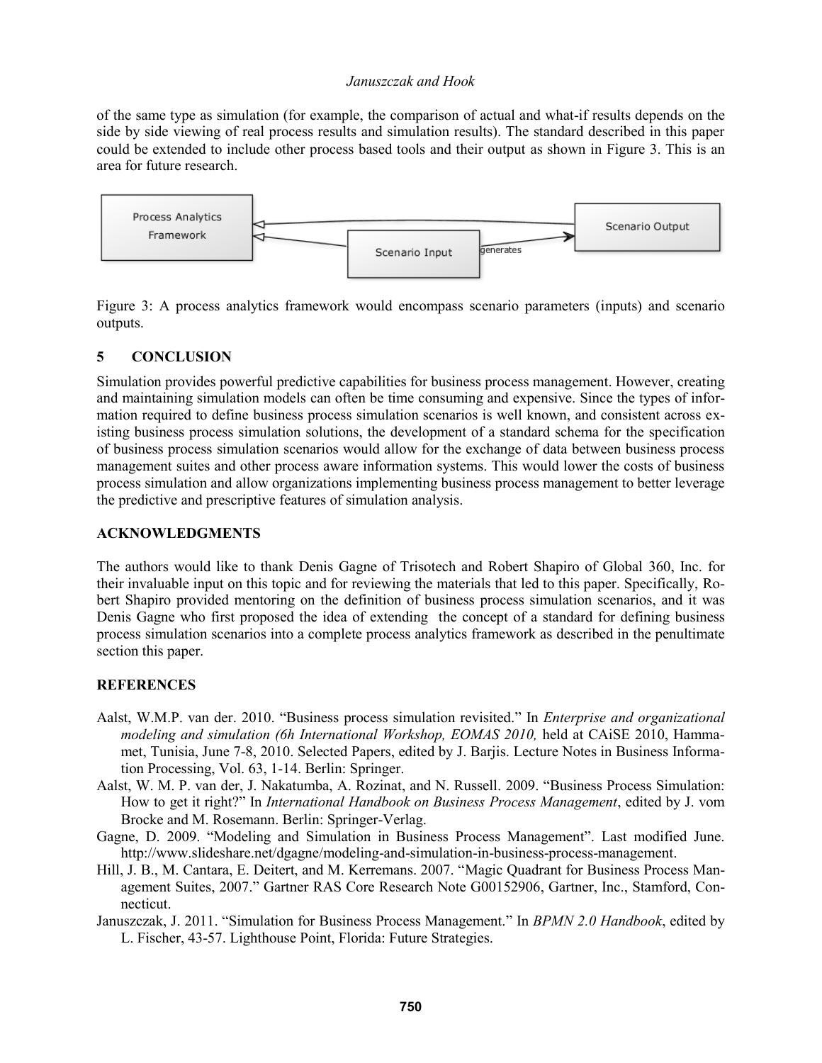of the same type as simulation (for example, the comparison of actual and what-if results depends on the side by side viewing of real process results and simulation results). The standard described in this paper could be extended to include other process based tools and their output as shown in Figure 3. This is an area for future research.

Figure 3: A process analytics framework would encompass scenario parameters (inputs) and scenario outputs.

## 5 CONCLUSION

Simulation provides powerful predictive capabilities for business process management. However, creating and maintaining simulation models can often be time consuming and expensive. Since the types of information required to define business process simulation scenarios is well known, and consistent across existing business process simulation solutions, the development of a standard schema for the specification of business process simulation scenarios would allow for the exchange of data between business process management suites and other process aware information systems. This would lower the costs of business process simulation and allow organizations implementing business process management to better leverage the predictive and prescriptive features of simulation analysis.

## ACKNOWLEDGMENTS

The authors would like to thank Denis Gagne of Trisotech and Robert Shapiro of Global 360, Inc. for their invaluable input on this topic and for reviewing the materials that led to this paper. Specifically, Robert Shapiro provided mentoring on the definition of business process simulation scenarios, and it was Denis Gagne who first proposed the idea of extending the concept of a standard for defining business process simulation scenarios into a complete process analytics framework as described in the penultimate section this paper.

## REFERENCES

Aalst, W.M.P. van der. 2010. "Business process simulation revisited." In *Enterprise and organizational modeling and simulation (6h International Workshop, EOMAS 2010,* held at CAiSE 2010, Hammamet, Tunisia, June 7-8, 2010. Selected Papers, edited by J. Barjis. Lecture Notes in Business Information Processing, Vol. 63, 1-14. Berlin: Springer.

Aalst, W. M. P. van der, J. Nakatumba, A. Rozinat, and N. Russell. 2009. "Business Process Simulation: How to get it right?" In *International Handbook on Business Process Management*, edited by J. vom Brocke and M. Rosemann. Berlin: Springer-Verlag.

Gagne, D. 2009. "Modeling and Simulation in Business Process Management". Last modified June. http://www.slideshare.net/dgagne/modeling-and-simulation-in-business-process-management.

Hill, J. B., M. Cantara, E. Deitert, and M. Kerremans. 2007. "Magic Quadrant for Business Process Management Suites, 2007." Gartner RAS Core Research Note G00152906, Gartner, Inc., Stamford, Connecticut.

Januszczak, J. 2011. "Simulation for Business Process Management." In *BPMN 2.0 Handbook*, edited by L. Fischer, 43-57. Lighthouse Point, Florida: Future Strategies.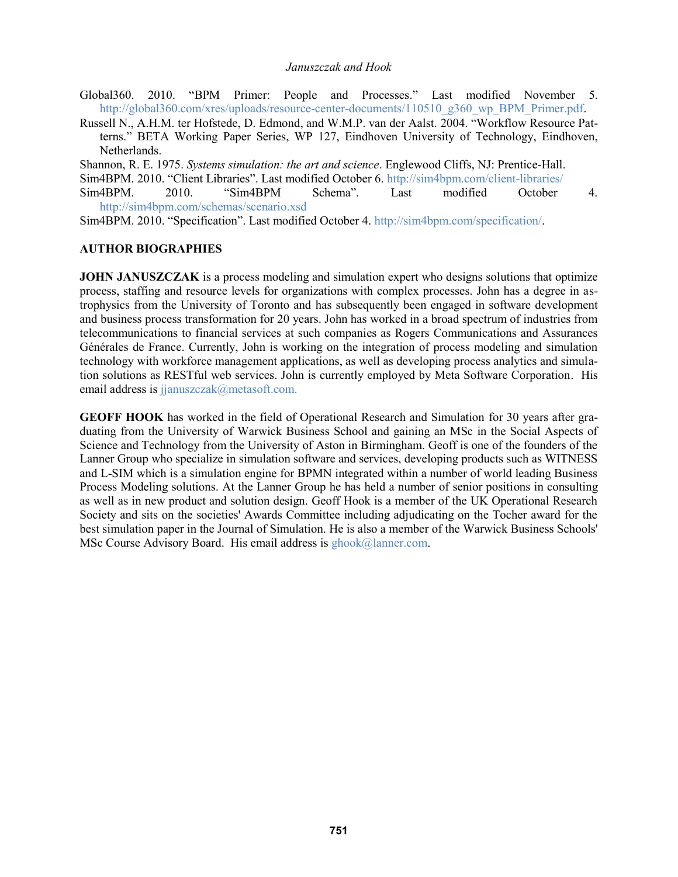Global360. 2010. "BPM Primer: People and Processes." Last modified November 5. http://global360.com/xres/uploads/resource-center-documents/110510_g360_wp_BPM_Primer.pdf.

Russell N., A.H.M. ter Hofstede, D. Edmond, and W.M.P. van der Aalst. 2004. "Workflow Resource Patterns." BETA Working Paper Series, WP 127, Eindhoven University of Technology, Eindhoven, Netherlands.

Shannon, R. E. 1975. *Systems simulation: the art and science*. Englewood Cliffs, NJ: Prentice-Hall.

Sim4BPM. 2010. "Client Libraries". Last modified October 6. http://sim4bpm.com/client-libraries/

Sim4BPM. 2010. "Sim4BPM Schema". Last modified October 4. http://sim4bpm.com/schemas/scenario.xsd

Sim4BPM. 2010. "Specification". Last modified October 4. http://sim4bpm.com/specification/.

## AUTHOR BIOGRAPHIES

**JOHN JANUSZCZAK** is a process modeling and simulation expert who designs solutions that optimize process, staffing and resource levels for organizations with complex processes. John has a degree in astrophysics from the University of Toronto and has subsequently been engaged in software development and business process transformation for 20 years. John has worked in a broad spectrum of industries from telecommunications to financial services at such companies as Rogers Communications and Assurances Générales de France. Currently, John is working on the integration of process modeling and simulation technology with workforce management applications, as well as developing process analytics and simulation solutions as RESTful web services. John is currently employed by Meta Software Corporation. His email address is jjanuszczak@metasoft.com.

**GEOFF HOOK** has worked in the field of Operational Research and Simulation for 30 years after graduating from the University of Warwick Business School and gaining an MSc in the Social Aspects of Science and Technology from the University of Aston in Birmingham. Geoff is one of the founders of the Lanner Group who specialize in simulation software and services, developing products such as WITNESS and L-SIM which is a simulation engine for BPMN integrated within a number of world leading Business Process Modeling solutions. At the Lanner Group he has held a number of senior positions in consulting as well as in new product and solution design. Geoff Hook is a member of the UK Operational Research Society and sits on the societies' Awards Committee including adjudicating on the Tocher award for the best simulation paper in the Journal of Simulation. He is also a member of the Warwick Business Schools' MSc Course Advisory Board. His email address is ghook@lanner.com.